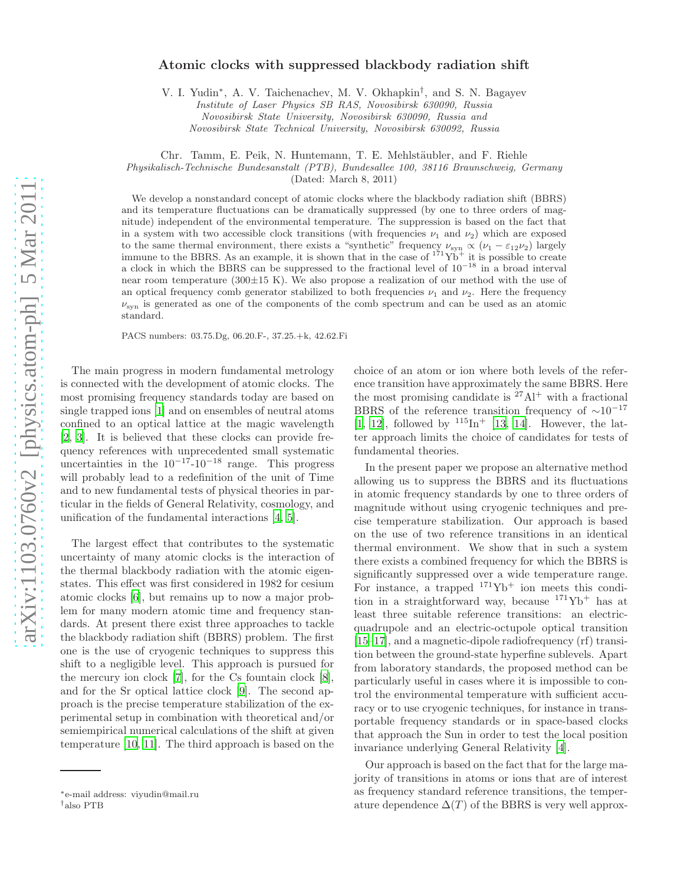# Atomic clocks with suppressed blackbody radiation shift

V. I. Yudin*, A. V. Taichenachev, M. V. Okhapkin†, and S. N. Bagayev

*Institute of Laser Physics SB RAS, Novosibirsk 630090, Russia*
*Novosibirsk State University, Novosibirsk 630090, Russia and*
*Novosibirsk State Technical University, Novosibirsk 630092, Russia*

Chr. Tamm, E. Peik, N. Huntemann, T. E. Mehlstäubler, and F. Riehle

*Physikalisch-Technische Bundesanstalt (PTB), Bundesallee 100, 38116 Braunschweig, Germany*

(Dated: March 8, 2011)

We develop a nonstandard concept of atomic clocks where the blackbody radiation shift (BBRS) and its temperature fluctuations can be dramatically suppressed (by one to three orders of magnitude) independent of the environmental temperature. The suppression is based on the fact that in a system with two accessible clock transitions (with frequencies $\nu_1$ and $\nu_2$) which are exposed to the same thermal environment, there exists a "synthetic" frequency $\nu_{\rm syn} \propto (\nu_1 - \varepsilon_{12}\nu_2)$ largely immune to the BBRS. As an example, it is shown that in the case of $^{171}$Yb$^+$ it is possible to create a clock in which the BBRS can be suppressed to the fractional level of $10^{-18}$ in a broad interval near room temperature (300±15 K). We also propose a realization of our method with the use of an optical frequency comb generator stabilized to both frequencies $\nu_1$ and $\nu_2$. Here the frequency $\nu_{\rm syn}$ is generated as one of the components of the comb spectrum and can be used as an atomic standard.

PACS numbers: 03.75.Dg, 06.20.F-, 37.25.+k, 42.62.Fi

The main progress in modern fundamental metrology is connected with the development of atomic clocks. The most promising frequency standards today are based on single trapped ions [1] and on ensembles of neutral atoms confined to an optical lattice at the magic wavelength [2, 3]. It is believed that these clocks can provide frequency references with unprecedented small systematic uncertainties in the $10^{-17}$-$10^{-18}$ range. This progress will probably lead to a redefinition of the unit of Time and to new fundamental tests of physical theories in particular in the fields of General Relativity, cosmology, and unification of the fundamental interactions [4, 5].

The largest effect that contributes to the systematic uncertainty of many atomic clocks is the interaction of the thermal blackbody radiation with the atomic eigenstates. This effect was first considered in 1982 for cesium atomic clocks [6], but remains up to now a major problem for many modern atomic time and frequency standards. At present there exist three approaches to tackle the blackbody radiation shift (BBRS) problem. The first one is the use of cryogenic techniques to suppress this shift to a negligible level. This approach is pursued for the mercury ion clock [7], for the Cs fountain clock [8], and for the Sr optical lattice clock [9]. The second approach is the precise temperature stabilization of the experimental setup in combination with theoretical and/or semiempirical numerical calculations of the shift at given temperature [10, 11]. The third approach is based on the choice of an atom or ion where both levels of the reference transition have approximately the same BBRS. Here the most promising candidate is $^{27}$Al$^+$ with a fractional BBRS of the reference transition frequency of $\sim 10^{-17}$ [1, 12], followed by $^{115}$In$^+$ [13, 14]. However, the latter approach limits the choice of candidates for tests of fundamental theories.

In the present paper we propose an alternative method allowing us to suppress the BBRS and its fluctuations in atomic frequency standards by one to three orders of magnitude without using cryogenic techniques and precise temperature stabilization. Our approach is based on the use of two reference transitions in an identical thermal environment. We show that in such a system there exists a combined frequency for which the BBRS is significantly suppressed over a wide temperature range. For instance, a trapped $^{171}$Yb$^+$ ion meets this condition in a straightforward way, because $^{171}$Yb$^+$ has at least three suitable reference transitions: an electric-quadrupole and an electric-octupole optical transition [15–17], and a magnetic-dipole radiofrequency (rf) transition between the ground-state hyperfine sublevels. Apart from laboratory standards, the proposed method can be particularly useful in cases where it is impossible to control the environmental temperature with sufficient accuracy or to use cryogenic techniques, for instance in transportable frequency standards or in space-based clocks that approach the Sun in order to test the local position invariance underlying General Relativity [4].

Our approach is based on the fact that for the large majority of transitions in atoms or ions that are of interest as frequency standard reference transitions, the temperature dependence $\Delta(T)$ of the BBRS is very well approx-

*e-mail address: viyudin@mail.ru
†also PTB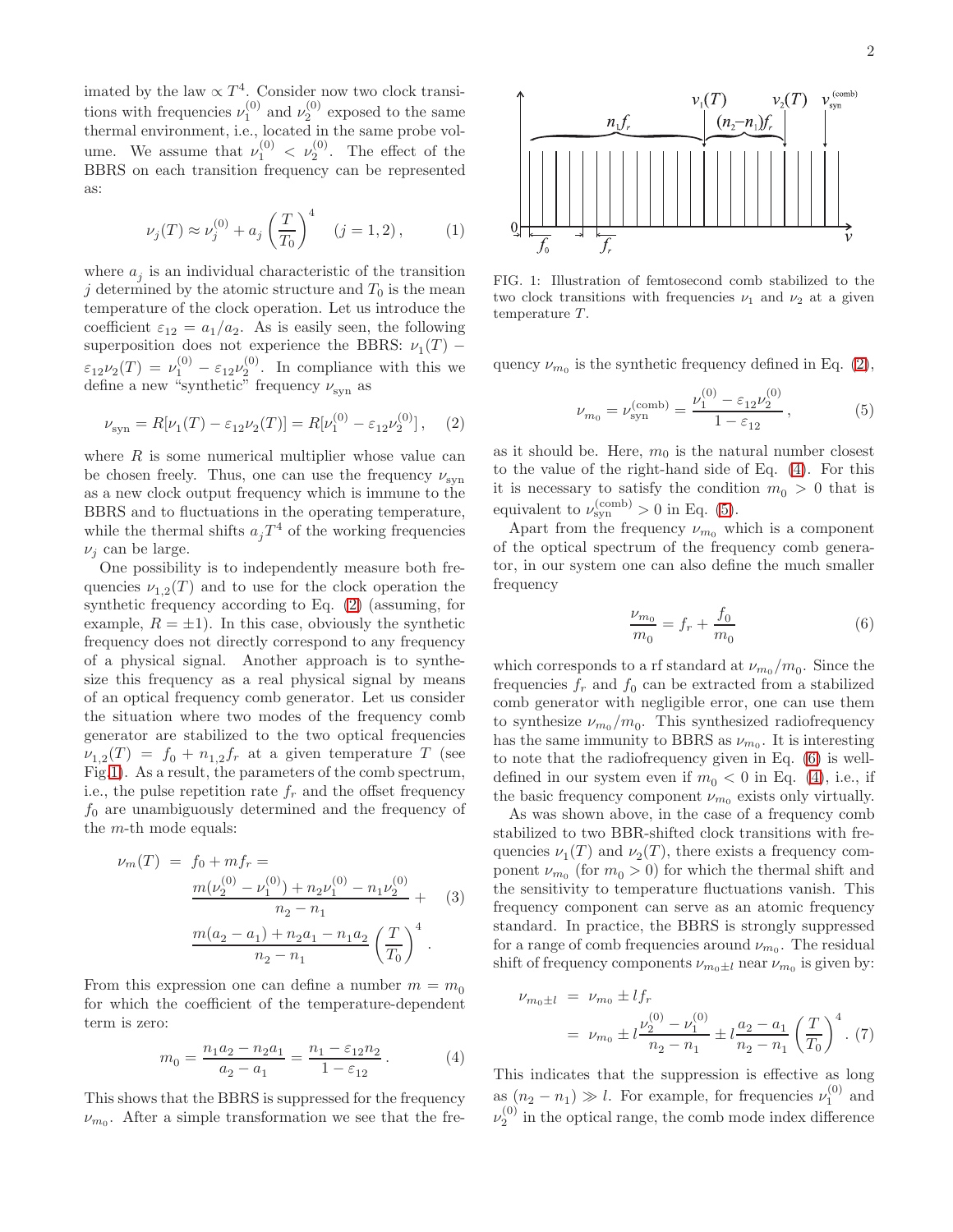imated by the law $\propto T^4$. Consider now two clock transitions with frequencies $\nu_1^{(0)}$ and $\nu_2^{(0)}$ exposed to the same thermal environment, i.e., located in the same probe volume. We assume that $\nu_1^{(0)} < \nu_2^{(0)}$. The effect of the BBRS on each transition frequency can be represented as:

$$\nu_j(T) \approx \nu_j^{(0)} + a_j \left(\frac{T}{T_0}\right)^4 \quad (j = 1, 2)\,, \tag{1}$$

where $a_j$ is an individual characteristic of the transition $j$ determined by the atomic structure and $T_0$ is the mean temperature of the clock operation. Let us introduce the coefficient $\varepsilon_{12} = a_1/a_2$. As is easily seen, the following superposition does not experience the BBRS: $\nu_1(T) - \varepsilon_{12}\nu_2(T) = \nu_1^{(0)} - \varepsilon_{12}\nu_2^{(0)}$. In compliance with this we define a new "synthetic" frequency $\nu_{\rm syn}$ as

$$\nu_{\rm syn} = R[\nu_1(T) - \varepsilon_{12}\nu_2(T)] = R[\nu_1^{(0)} - \varepsilon_{12}\nu_2^{(0)}]\,, \tag{2}$$

where $R$ is some numerical multiplier whose value can be chosen freely. Thus, one can use the frequency $\nu_{\rm syn}$ as a new clock output frequency which is immune to the BBRS and to fluctuations in the operating temperature, while the thermal shifts $a_j T^4$ of the working frequencies $\nu_j$ can be large.

One possibility is to independently measure both frequencies $\nu_{1,2}(T)$ and to use for the clock operation the synthetic frequency according to Eq. (2) (assuming, for example, $R = \pm 1$). In this case, obviously the synthetic frequency does not directly correspond to any frequency of a physical signal. Another approach is to synthesize this frequency as a real physical signal by means of an optical frequency comb generator. Let us consider the situation where two modes of the frequency comb generator are stabilized to the two optical frequencies $\nu_{1,2}(T) = f_0 + n_{1,2} f_r$ at a given temperature $T$ (see Fig.1). As a result, the parameters of the comb spectrum, i.e., the pulse repetition rate $f_r$ and the offset frequency $f_0$ are unambiguously determined and the frequency of the $m$-th mode equals:

$$\begin{aligned}\nu_m(T) &= f_0 + m f_r = \\ &\frac{m(\nu_2^{(0)} - \nu_1^{(0)}) + n_2\nu_1^{(0)} - n_1\nu_2^{(0)}}{n_2 - n_1} + \\ &\frac{m(a_2 - a_1) + n_2 a_1 - n_1 a_2}{n_2 - n_1}\left(\frac{T}{T_0}\right)^4.\end{aligned} \tag{3}$$

From this expression one can define a number $m = m_0$ for which the coefficient of the temperature-dependent term is zero:

$$m_0 = \frac{n_1 a_2 - n_2 a_1}{a_2 - a_1} = \frac{n_1 - \varepsilon_{12} n_2}{1 - \varepsilon_{12}}\,. \tag{4}$$

This shows that the BBRS is suppressed for the frequency $\nu_{m_0}$. After a simple transformation we see that the frequency $\nu_{m_0}$ is the synthetic frequency defined in Eq. (2),

FIG. 1: Illustration of femtosecond comb stabilized to the two clock transitions with frequencies $\nu_1$ and $\nu_2$ at a given temperature $T$.

$$\nu_{m_0} = \nu_{\rm syn}^{(\rm comb)} = \frac{\nu_1^{(0)} - \varepsilon_{12}\nu_2^{(0)}}{1 - \varepsilon_{12}}\,, \tag{5}$$

as it should be. Here, $m_0$ is the natural number closest to the value of the right-hand side of Eq. (4). For this it is necessary to satisfy the condition $m_0 > 0$ that is equivalent to $\nu_{\rm syn}^{(\rm comb)} > 0$ in Eq. (5).

Apart from the frequency $\nu_{m_0}$ which is a component of the optical spectrum of the frequency comb generator, in our system one can also define the much smaller frequency

$$\frac{\nu_{m_0}}{m_0} = f_r + \frac{f_0}{m_0} \tag{6}$$

which corresponds to a rf standard at $\nu_{m_0}/m_0$. Since the frequencies $f_r$ and $f_0$ can be extracted from a stabilized comb generator with negligible error, one can use them to synthesize $\nu_{m_0}/m_0$. This synthesized radiofrequency has the same immunity to BBRS as $\nu_{m_0}$. It is interesting to note that the radiofrequency given in Eq. (6) is well-defined in our system even if $m_0 < 0$ in Eq. (4), i.e., if the basic frequency component $\nu_{m_0}$ exists only virtually.

As was shown above, in the case of a frequency comb stabilized to two BBR-shifted clock transitions with frequencies $\nu_1(T)$ and $\nu_2(T)$, there exists a frequency component $\nu_{m_0}$ (for $m_0 > 0$) for which the thermal shift and the sensitivity to temperature fluctuations vanish. This frequency component can serve as an atomic frequency standard. In practice, the BBRS is strongly suppressed for a range of comb frequencies around $\nu_{m_0}$. The residual shift of frequency components $\nu_{m_0 \pm l}$ near $\nu_{m_0}$ is given by:

$$\begin{aligned}\nu_{m_0 \pm l} &= \nu_{m_0} \pm l f_r \\ &= \nu_{m_0} \pm l\frac{\nu_2^{(0)} - \nu_1^{(0)}}{n_2 - n_1} \pm l\frac{a_2 - a_1}{n_2 - n_1}\left(\frac{T}{T_0}\right)^4.\end{aligned} \tag{7}$$

This indicates that the suppression is effective as long as $(n_2 - n_1) \gg l$. For example, for frequencies $\nu_1^{(0)}$ and $\nu_2^{(0)}$ in the optical range, the comb mode index difference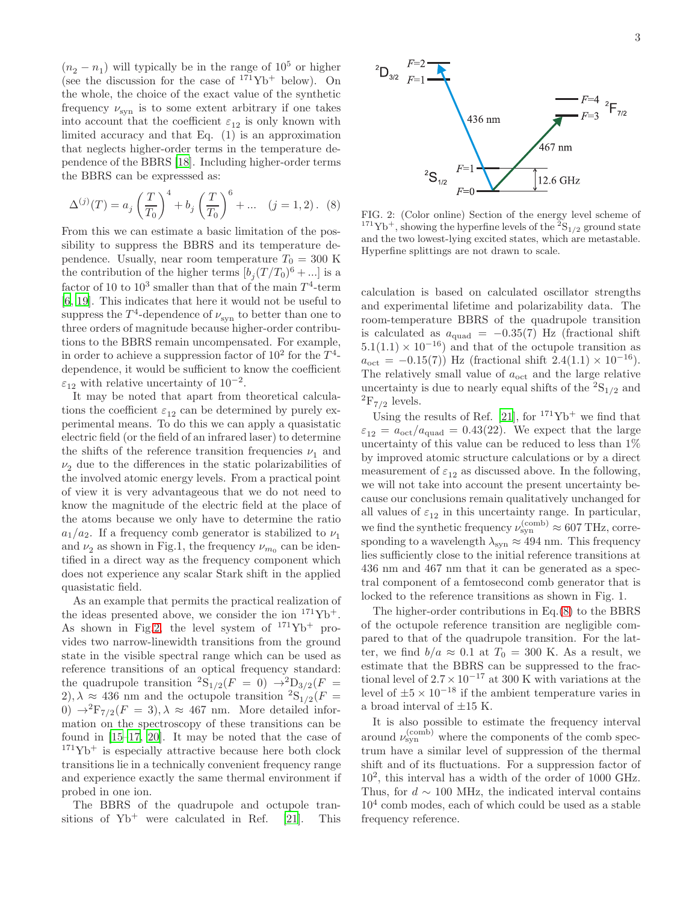$(n_2 - n_1)$ will typically be in the range of $10^5$ or higher (see the discussion for the case of $^{171}$Yb$^+$ below). On the whole, the choice of the exact value of the synthetic frequency $\nu_{\rm syn}$ is to some extent arbitrary if one takes into account that the coefficient $\varepsilon_{12}$ is only known with limited accuracy and that Eq. (1) is an approximation that neglects higher-order terms in the temperature dependence of the BBRS [18]. Including higher-order terms the BBRS can be expressed as:

$$\Delta^{(j)}(T) = a_j \left(\frac{T}{T_0}\right)^4 + b_j \left(\frac{T}{T_0}\right)^6 + ... \quad (j = 1, 2)\,. \quad (8)$$

From this we can estimate a basic limitation of the possibility to suppress the BBRS and its temperature dependence. Usually, near room temperature $T_0 = 300$ K the contribution of the higher terms $[b_j(T/T_0)^6 + ...]$ is a factor of 10 to $10^3$ smaller than that of the main $T^4$-term [6, 19]. This indicates that here it would not be useful to suppress the $T^4$-dependence of $\nu_{\rm syn}$ to better than one to three orders of magnitude because higher-order contributions to the BBRS remain uncompensated. For example, in order to achieve a suppression factor of $10^2$ for the $T^4$-dependence, it would be sufficient to know the coefficient $\varepsilon_{12}$ with relative uncertainty of $10^{-2}$.

It may be noted that apart from theoretical calculations the coefficient $\varepsilon_{12}$ can be determined by purely experimental means. To do this we can apply a quasistatic electric field (or the field of an infrared laser) to determine the shifts of the reference transition frequencies $\nu_1$ and $\nu_2$ due to the differences in the static polarizabilities of the involved atomic energy levels. From a practical point of view it is very advantageous that we do not need to know the magnitude of the electric field at the place of the atoms because we only have to determine the ratio $a_1/a_2$. If a frequency comb generator is stabilized to $\nu_1$ and $\nu_2$ as shown in Fig.1, the frequency $\nu_{m_0}$ can be identified in a direct way as the frequency component which does not experience any scalar Stark shift in the applied quasistatic field.

As an example that permits the practical realization of the ideas presented above, we consider the ion $^{171}$Yb$^+$. As shown in Fig.2, the level system of $^{171}$Yb$^+$ provides two narrow-linewidth transitions from the ground state in the visible spectral range which can be used as reference transitions of an optical frequency standard: the quadrupole transition $^2$S$_{1/2}(F = 0) \rightarrow ^2$D$_{3/2}(F = 2), \lambda \approx 436$ nm and the octupole transition $^2$S$_{1/2}(F = 0) \rightarrow ^2$F$_{7/2}(F = 3), \lambda \approx 467$ nm. More detailed information on the spectroscopy of these transitions can be found in [15–17, 20]. It may be noted that the case of $^{171}$Yb$^+$ is especially attractive because here both clock transitions lie in a technically convenient frequency range and experience exactly the same thermal environment if probed in one ion.

The BBRS of the quadrupole and octupole transitions of Yb$^+$ were calculated in Ref. [21]. This calculation is based on calculated oscillator strengths and experimental lifetime and polarizability data. The room-temperature BBRS of the quadrupole transition is calculated as $a_{\rm quad} = -0.35(7)$ Hz (fractional shift $5.1(1.1) \times 10^{-16}$) and that of the octupole transition as $a_{\rm oct} = -0.15(7)$) Hz (fractional shift $2.4(1.1) \times 10^{-16}$). The relatively small value of $a_{\rm oct}$ and the large relative uncertainty is due to nearly equal shifts of the $^2$S$_{1/2}$ and $^2$F$_{7/2}$ levels.

FIG. 2: (Color online) Section of the energy level scheme of $^{171}$Yb$^+$, showing the hyperfine levels of the $^2$S$_{1/2}$ ground state and the two lowest-lying excited states, which are metastable. Hyperfine splittings are not drawn to scale.

Using the results of Ref. [21], for $^{171}$Yb$^+$ we find that $\varepsilon_{12} = a_{\rm oct}/a_{\rm quad} = 0.43(22)$. We expect that the large uncertainty of this value can be reduced to less than 1% by improved atomic structure calculations or by a direct measurement of $\varepsilon_{12}$ as discussed above. In the following, we will not take into account the present uncertainty because our conclusions remain qualitatively unchanged for all values of $\varepsilon_{12}$ in this uncertainty range. In particular, we find the synthetic frequency $\nu_{\rm syn}^{\rm (comb)} \approx 607$ THz, corresponding to a wavelength $\lambda_{\rm syn} \approx 494$ nm. This frequency lies sufficiently close to the initial reference transitions at 436 nm and 467 nm that it can be generated as a spectral component of a femtosecond comb generator that is locked to the reference transitions as shown in Fig. 1.

The higher-order contributions in Eq.(8) to the BBRS of the octupole reference transition are negligible compared to that of the quadrupole transition. For the latter, we find $b/a \approx 0.1$ at $T_0 = 300$ K. As a result, we estimate that the BBRS can be suppressed to the fractional level of $2.7 \times 10^{-17}$ at 300 K with variations at the level of $\pm 5 \times 10^{-18}$ if the ambient temperature varies in a broad interval of $\pm 15$ K.

It is also possible to estimate the frequency interval around $\nu_{\rm syn}^{\rm (comb)}$ where the components of the comb spectrum have a similar level of suppression of the thermal shift and of its fluctuations. For a suppression factor of $10^2$, this interval has a width of the order of 1000 GHz. Thus, for $d \sim 100$ MHz, the indicated interval contains $10^4$ comb modes, each of which could be used as a stable frequency reference.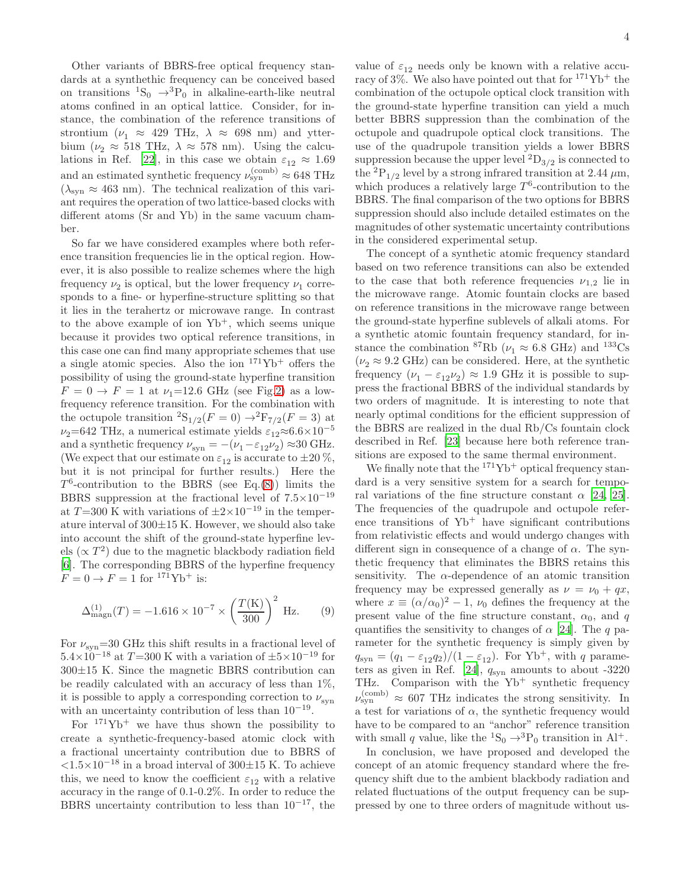Other variants of BBRS-free optical frequency standards at a synthethic frequency can be conceived based on transitions $^1S_0 \rightarrow ^3P_0$ in alkaline-earth-like neutral atoms confined in an optical lattice. Consider, for instance, the combination of the reference transitions of strontium ($\nu_1 \approx 429$ THz, $\lambda \approx 698$ nm) and ytterbium ($\nu_2 \approx 518$ THz, $\lambda \approx 578$ nm). Using the calculations in Ref. [22], in this case we obtain $\varepsilon_{12} \approx 1.69$ and an estimated synthetic frequency $\nu_{\rm syn}^{\rm (comb)} \approx 648$ THz ($\lambda_{\rm syn} \approx 463$ nm). The technical realization of this variant requires the operation of two lattice-based clocks with different atoms (Sr and Yb) in the same vacuum chamber.

So far we have considered examples where both reference transition frequencies lie in the optical region. However, it is also possible to realize schemes where the high frequency $\nu_2$ is optical, but the lower frequency $\nu_1$ corresponds to a fine- or hyperfine-structure splitting so that it lies in the terahertz or microwave range. In contrast to the above example of ion Yb$^+$, which seems unique because it provides two optical reference transitions, in this case one can find many appropriate schemes that use a single atomic species. Also the ion $^{171}$Yb$^+$ offers the possibility of using the ground-state hyperfine transition $F = 0 \rightarrow F = 1$ at $\nu_1$=12.6 GHz (see Fig.2) as a low-frequency reference transition. For the combination with the octupole transition $^2S_{1/2}(F = 0) \rightarrow ^2F_{7/2}(F = 3)$ at $\nu_2$=642 THz, a numerical estimate yields $\varepsilon_{12} \approx 6.6 \times 10^{-5}$ and a synthetic frequency $\nu_{\rm syn} = -(\nu_1 - \varepsilon_{12}\nu_2) \approx 30$ GHz. (We expect that our estimate on $\varepsilon_{12}$ is accurate to $\pm 20$ %, but it is not principal for further results.) Here the $T^6$-contribution to the BBRS (see Eq.(8)) limits the BBRS suppression at the fractional level of $7.5 \times 10^{-19}$ at $T$=300 K with variations of $\pm 2 \times 10^{-19}$ in the temperature interval of 300$\pm$15 K. However, we should also take into account the shift of the ground-state hyperfine levels ($\propto T^2$) due to the magnetic blackbody radiation field [6]. The corresponding BBRS of the hyperfine frequency $F = 0 \rightarrow F = 1$ for $^{171}$Yb$^+$ is:

$$\Delta^{(1)}_{\rm magn}(T) = -1.616 \times 10^{-7} \times \left(\frac{T({\rm K})}{300}\right)^2 \ {\rm Hz}. \qquad (9)$$

For $\nu_{\rm syn}$=30 GHz this shift results in a fractional level of $5.4 \times 10^{-18}$ at $T$=300 K with a variation of $\pm 5 \times 10^{-19}$ for 300$\pm$15 K. Since the magnetic BBRS contribution can be readily calculated with an accuracy of less than 1%, it is possible to apply a corresponding correction to $\nu_{\rm syn}$ with an uncertainty contribution of less than $10^{-19}$.

For $^{171}$Yb$^+$ we have thus shown the possibility to create a synthetic-frequency-based atomic clock with a fractional uncertainty contribution due to BBRS of $<1.5 \times 10^{-18}$ in a broad interval of 300$\pm$15 K. To achieve this, we need to know the coefficient $\varepsilon_{12}$ with a relative accuracy in the range of 0.1-0.2%. In order to reduce the BBRS uncertainty contribution to less than $10^{-17}$, the value of $\varepsilon_{12}$ needs only be known with a relative accuracy of 3%. We also have pointed out that for $^{171}$Yb$^+$ the combination of the octupole optical clock transition with the ground-state hyperfine transition can yield a much better BBRS suppression than the combination of the octupole and quadrupole optical clock transitions. The use of the quadrupole transition yields a lower BBRS suppression because the upper level $^2D_{3/2}$ is connected to the $^2P_{1/2}$ level by a strong infrared transition at 2.44 $\mu$m, which produces a relatively large $T^6$-contribution to the BBRS. The final comparison of the two options for BBRS suppression should also include detailed estimates on the magnitudes of other systematic uncertainty contributions in the considered experimental setup.

The concept of a synthetic atomic frequency standard based on two reference transitions can also be extended to the case that both reference frequencies $\nu_{1,2}$ lie in the microwave range. Atomic fountain clocks are based on reference transitions in the microwave range between the ground-state hyperfine sublevels of alkali atoms. For a synthetic atomic fountain frequency standard, for instance the combination $^{87}$Rb ($\nu_1 \approx 6.8$ GHz) and $^{133}$Cs ($\nu_2 \approx 9.2$ GHz) can be considered. Here, at the synthetic frequency ($\nu_1 - \varepsilon_{12}\nu_2$) $\approx 1.9$ GHz it is possible to suppress the fractional BBRS of the individual standards by two orders of magnitude. It is interesting to note that nearly optimal conditions for the efficient suppression of the BBRS are realized in the dual Rb/Cs fountain clock described in Ref. [23] because here both reference transitions are exposed to the same thermal environment.

We finally note that the $^{171}$Yb$^+$ optical frequency standard is a very sensitive system for a search for temporal variations of the fine structure constant $\alpha$ [24, 25]. The frequencies of the quadrupole and octupole reference transitions of Yb$^+$ have significant contributions from relativistic effects and would undergo changes with different sign in consequence of a change of $\alpha$. The synthetic frequency that eliminates the BBRS retains this sensitivity. The $\alpha$-dependence of an atomic transition frequency may be expressed generally as $\nu = \nu_0 + qx$, where $x \equiv (\alpha/\alpha_0)^2 - 1$, $\nu_0$ defines the frequency at the present value of the fine structure constant, $\alpha_0$, and $q$ quantifies the sensitivity to changes of $\alpha$ [24]. The $q$ parameter for the synthetic frequency is simply given by $q_{\rm syn} = (q_1 - \varepsilon_{12} q_2)/(1 - \varepsilon_{12})$. For Yb$^+$, with $q$ parameters as given in Ref. [24], $q_{\rm syn}$ amounts to about -3220 THz. Comparison with the Yb$^+$ synthetic frequency $\nu_{\rm syn}^{\rm (comb)} \approx 607$ THz indicates the strong sensitivity. In a test for variations of $\alpha$, the synthetic frequency would have to be compared to an "anchor" reference transition with small $q$ value, like the $^1S_0 \rightarrow ^3P_0$ transition in Al$^+$.

In conclusion, we have proposed and developed the concept of an atomic frequency standard where the frequency shift due to the ambient blackbody radiation and related fluctuations of the output frequency can be suppressed by one to three orders of magnitude without us-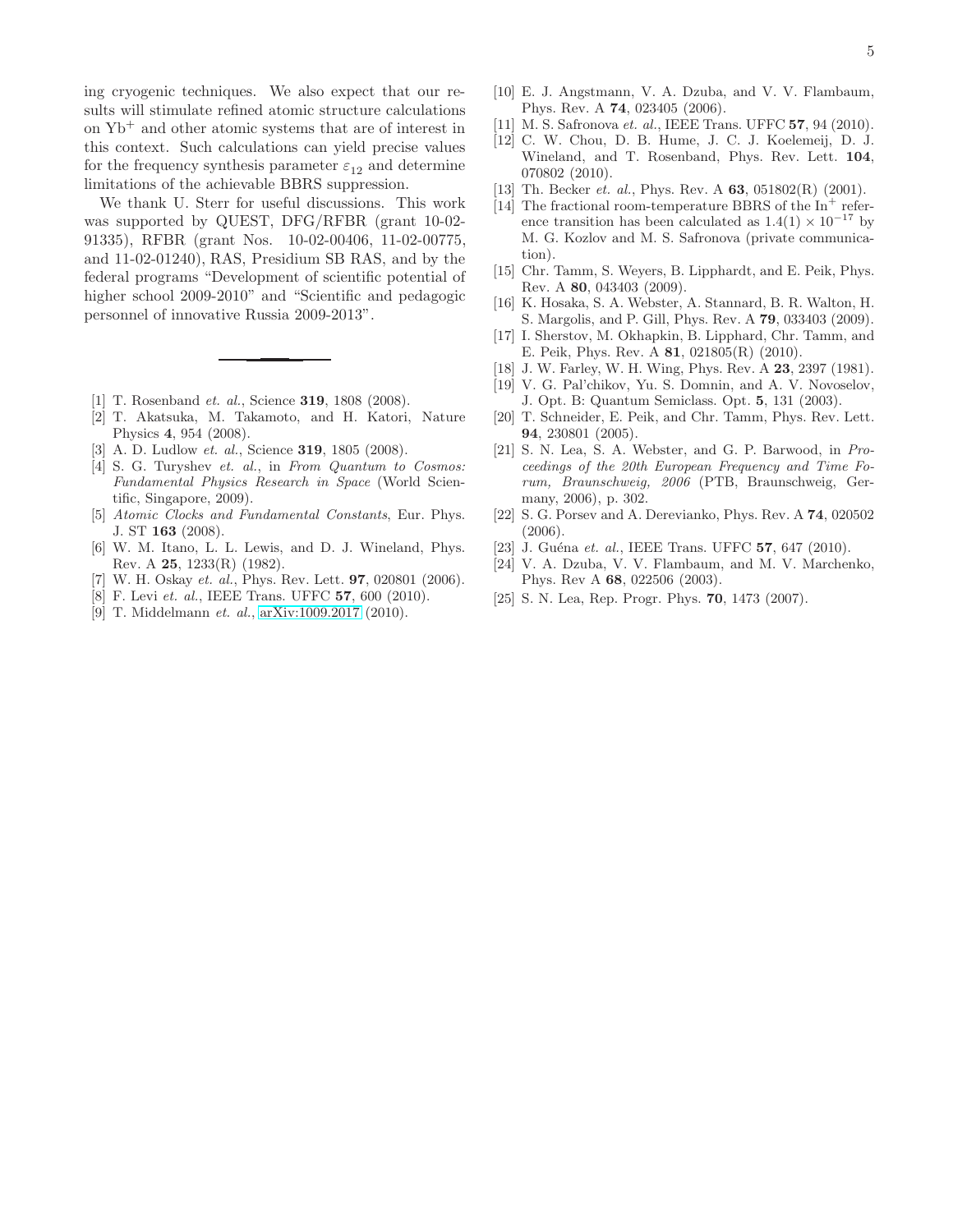ing cryogenic techniques. We also expect that our results will stimulate refined atomic structure calculations on $Yb^+$ and other atomic systems that are of interest in this context. Such calculations can yield precise values for the frequency synthesis parameter $\varepsilon_{12}$ and determine limitations of the achievable BBRS suppression.

We thank U. Sterr for useful discussions. This work was supported by QUEST, DFG/RFBR (grant 10-02-91335), RFBR (grant Nos. 10-02-00406, 11-02-00775, and 11-02-01240), RAS, Presidium SB RAS, and by the federal programs "Development of scientific potential of higher school 2009-2010" and "Scientific and pedagogic personnel of innovative Russia 2009-2013".

---

[1] T. Rosenband *et. al.*, Science **319**, 1808 (2008).
[2] T. Akatsuka, M. Takamoto, and H. Katori, Nature Physics **4**, 954 (2008).
[3] A. D. Ludlow *et. al.*, Science **319**, 1805 (2008).
[4] S. G. Turyshev *et. al.*, in *From Quantum to Cosmos: Fundamental Physics Research in Space* (World Scientific, Singapore, 2009).
[5] *Atomic Clocks and Fundamental Constants*, Eur. Phys. J. ST **163** (2008).
[6] W. M. Itano, L. L. Lewis, and D. J. Wineland, Phys. Rev. A **25**, 1233(R) (1982).
[7] W. H. Oskay *et. al.*, Phys. Rev. Lett. **97**, 020801 (2006).
[8] F. Levi *et. al.*, IEEE Trans. UFFC **57**, 600 (2010).
[9] T. Middelmann *et. al.*, arXiv:1009.2017 (2010).
[10] E. J. Angstmann, V. A. Dzuba, and V. V. Flambaum, Phys. Rev. A **74**, 023405 (2006).
[11] M. S. Safronova *et. al.*, IEEE Trans. UFFC **57**, 94 (2010).
[12] C. W. Chou, D. B. Hume, J. C. J. Koelemeij, D. J. Wineland, and T. Rosenband, Phys. Rev. Lett. **104**, 070802 (2010).
[13] Th. Becker *et. al.*, Phys. Rev. A **63**, 051802(R) (2001).
[14] The fractional room-temperature BBRS of the $In^+$ reference transition has been calculated as $1.4(1) \times 10^{-17}$ by M. G. Kozlov and M. S. Safronova (private communication).
[15] Chr. Tamm, S. Weyers, B. Lipphardt, and E. Peik, Phys. Rev. A **80**, 043403 (2009).
[16] K. Hosaka, S. A. Webster, A. Stannard, B. R. Walton, H. S. Margolis, and P. Gill, Phys. Rev. A **79**, 033403 (2009).
[17] I. Sherstov, M. Okhapkin, B. Lipphard, Chr. Tamm, and E. Peik, Phys. Rev. A **81**, 021805(R) (2010).
[18] J. W. Farley, W. H. Wing, Phys. Rev. A **23**, 2397 (1981).
[19] V. G. Pal'chikov, Yu. S. Domnin, and A. V. Novoselov, J. Opt. B: Quantum Semiclass. Opt. **5**, 131 (2003).
[20] T. Schneider, E. Peik, and Chr. Tamm, Phys. Rev. Lett. **94**, 230801 (2005).
[21] S. N. Lea, S. A. Webster, and G. P. Barwood, in *Proceedings of the 20th European Frequency and Time Forum, Braunschweig, 2006* (PTB, Braunschweig, Germany, 2006), p. 302.
[22] S. G. Porsev and A. Derevianko, Phys. Rev. A **74**, 020502 (2006).
[23] J. Guéna *et. al.*, IEEE Trans. UFFC **57**, 647 (2010).
[24] V. A. Dzuba, V. V. Flambaum, and M. V. Marchenko, Phys. Rev A **68**, 022506 (2003).
[25] S. N. Lea, Rep. Progr. Phys. **70**, 1473 (2007).